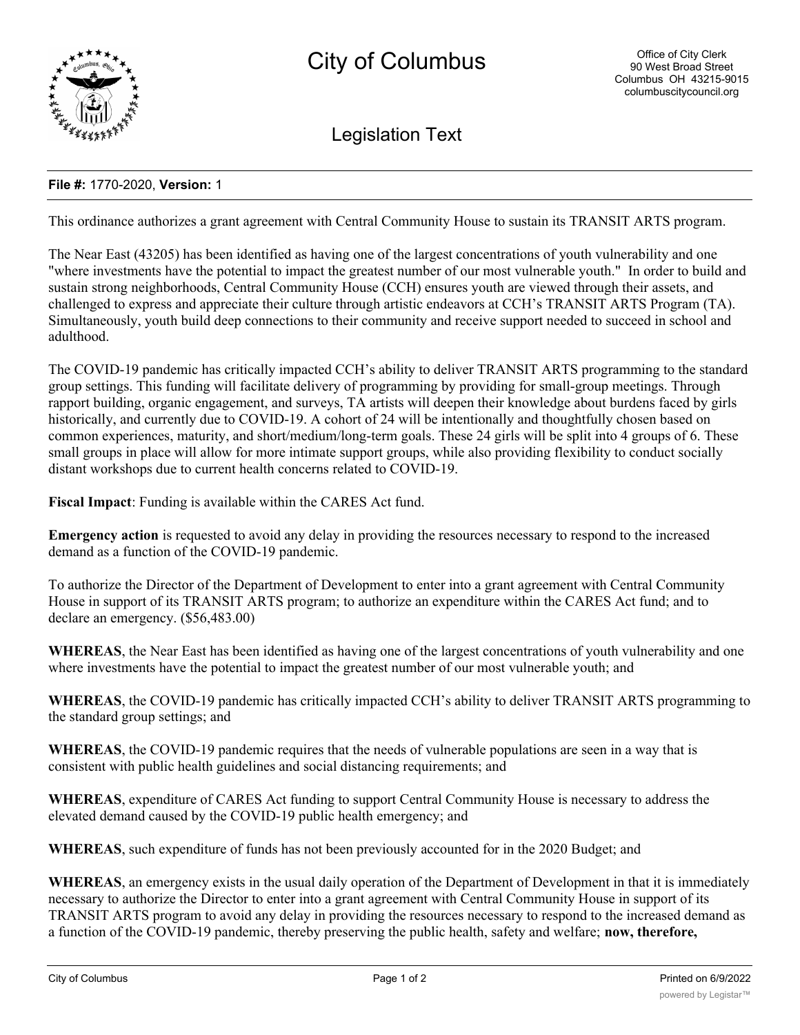# City of Columbus

Office of City Clerk
90 West Broad Street
Columbus OH 43215-9015
columbuscitycouncil.org

## Legislation Text

**File #:** 1770-2020, **Version:** 1

This ordinance authorizes a grant agreement with Central Community House to sustain its TRANSIT ARTS program.

The Near East (43205) has been identified as having one of the largest concentrations of youth vulnerability and one "where investments have the potential to impact the greatest number of our most vulnerable youth." In order to build and sustain strong neighborhoods, Central Community House (CCH) ensures youth are viewed through their assets, and challenged to express and appreciate their culture through artistic endeavors at CCH's TRANSIT ARTS Program (TA). Simultaneously, youth build deep connections to their community and receive support needed to succeed in school and adulthood.

The COVID-19 pandemic has critically impacted CCH's ability to deliver TRANSIT ARTS programming to the standard group settings. This funding will facilitate delivery of programming by providing for small-group meetings. Through rapport building, organic engagement, and surveys, TA artists will deepen their knowledge about burdens faced by girls historically, and currently due to COVID-19. A cohort of 24 will be intentionally and thoughtfully chosen based on common experiences, maturity, and short/medium/long-term goals. These 24 girls will be split into 4 groups of 6. These small groups in place will allow for more intimate support groups, while also providing flexibility to conduct socially distant workshops due to current health concerns related to COVID-19.

**Fiscal Impact**: Funding is available within the CARES Act fund.

**Emergency action** is requested to avoid any delay in providing the resources necessary to respond to the increased demand as a function of the COVID-19 pandemic.

To authorize the Director of the Department of Development to enter into a grant agreement with Central Community House in support of its TRANSIT ARTS program; to authorize an expenditure within the CARES Act fund; and to declare an emergency. ($56,483.00)

**WHEREAS**, the Near East has been identified as having one of the largest concentrations of youth vulnerability and one where investments have the potential to impact the greatest number of our most vulnerable youth; and

**WHEREAS**, the COVID-19 pandemic has critically impacted CCH's ability to deliver TRANSIT ARTS programming to the standard group settings; and

**WHEREAS**, the COVID-19 pandemic requires that the needs of vulnerable populations are seen in a way that is consistent with public health guidelines and social distancing requirements; and

**WHEREAS**, expenditure of CARES Act funding to support Central Community House is necessary to address the elevated demand caused by the COVID-19 public health emergency; and

**WHEREAS**, such expenditure of funds has not been previously accounted for in the 2020 Budget; and

**WHEREAS**, an emergency exists in the usual daily operation of the Department of Development in that it is immediately necessary to authorize the Director to enter into a grant agreement with Central Community House in support of its TRANSIT ARTS program to avoid any delay in providing the resources necessary to respond to the increased demand as a function of the COVID-19 pandemic, thereby preserving the public health, safety and welfare; **now, therefore,**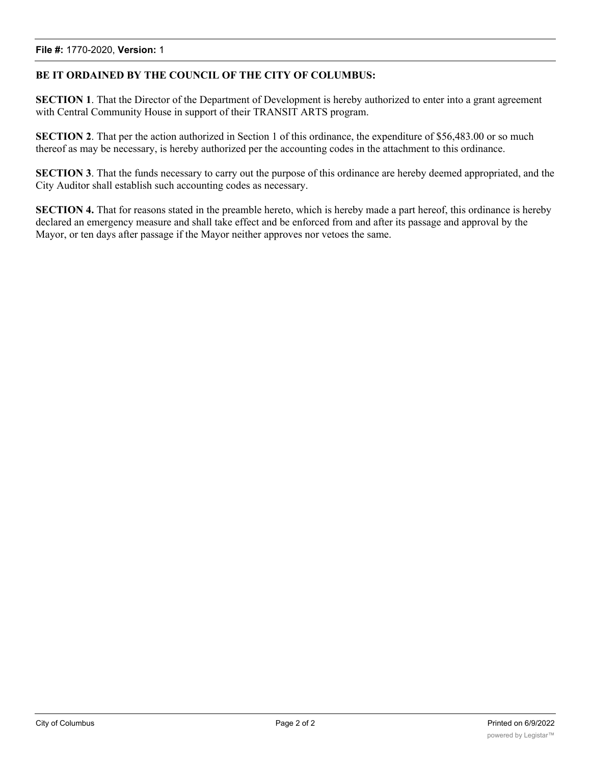**BE IT ORDAINED BY THE COUNCIL OF THE CITY OF COLUMBUS:**

**SECTION 1**. That the Director of the Department of Development is hereby authorized to enter into a grant agreement with Central Community House in support of their TRANSIT ARTS program.

**SECTION 2**. That per the action authorized in Section 1 of this ordinance, the expenditure of $56,483.00 or so much thereof as may be necessary, is hereby authorized per the accounting codes in the attachment to this ordinance.

**SECTION 3**. That the funds necessary to carry out the purpose of this ordinance are hereby deemed appropriated, and the City Auditor shall establish such accounting codes as necessary.

**SECTION 4.** That for reasons stated in the preamble hereto, which is hereby made a part hereof, this ordinance is hereby declared an emergency measure and shall take effect and be enforced from and after its passage and approval by the Mayor, or ten days after passage if the Mayor neither approves nor vetoes the same.